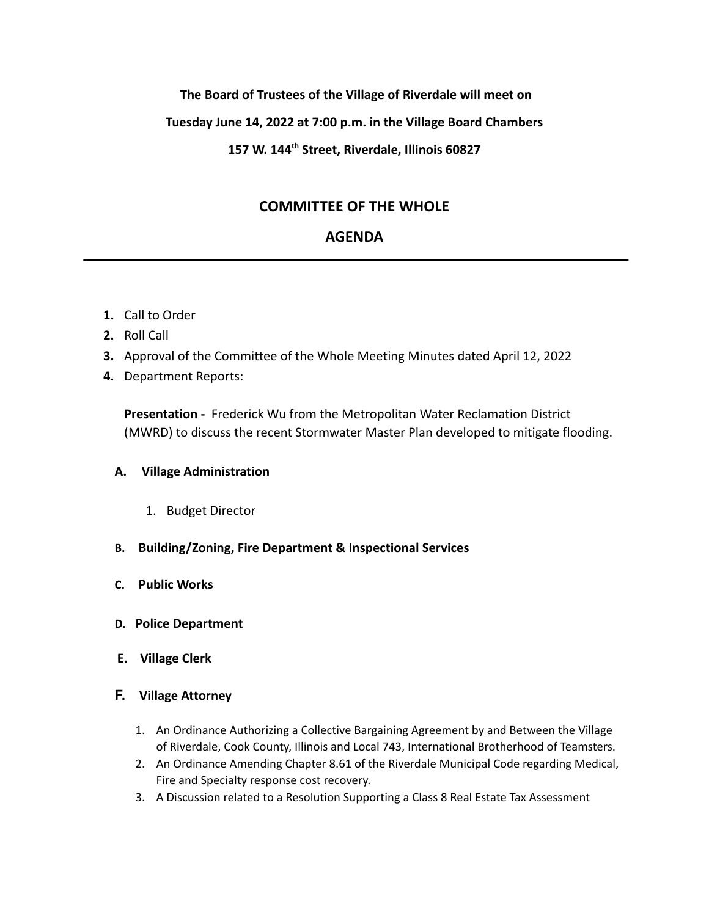**The Board of Trustees of the Village of Riverdale will meet on**

**Tuesday June 14, 2022 at 7:00 p.m. in the Village Board Chambers**

**157 W. 144th Street, Riverdale, Illinois 60827**

## COMMITTEE OF THE WHOLE

## AGENDA

---

1. Call to Order
2. Roll Call
3. Approval of the Committee of the Whole Meeting Minutes dated April 12, 2022
4. Department Reports:

   **Presentation -** Frederick Wu from the Metropolitan Water Reclamation District (MWRD) to discuss the recent Stormwater Master Plan developed to mitigate flooding.

   **A. Village Administration**

      1. Budget Director

   **B. Building/Zoning, Fire Department & Inspectional Services**

   **C. Public Works**

   **D. Police Department**

   **E. Village Clerk**

   **F. Village Attorney**

      1. An Ordinance Authorizing a Collective Bargaining Agreement by and Between the Village of Riverdale, Cook County, Illinois and Local 743, International Brotherhood of Teamsters.
      2. An Ordinance Amending Chapter 8.61 of the Riverdale Municipal Code regarding Medical, Fire and Specialty response cost recovery.
      3. A Discussion related to a Resolution Supporting a Class 8 Real Estate Tax Assessment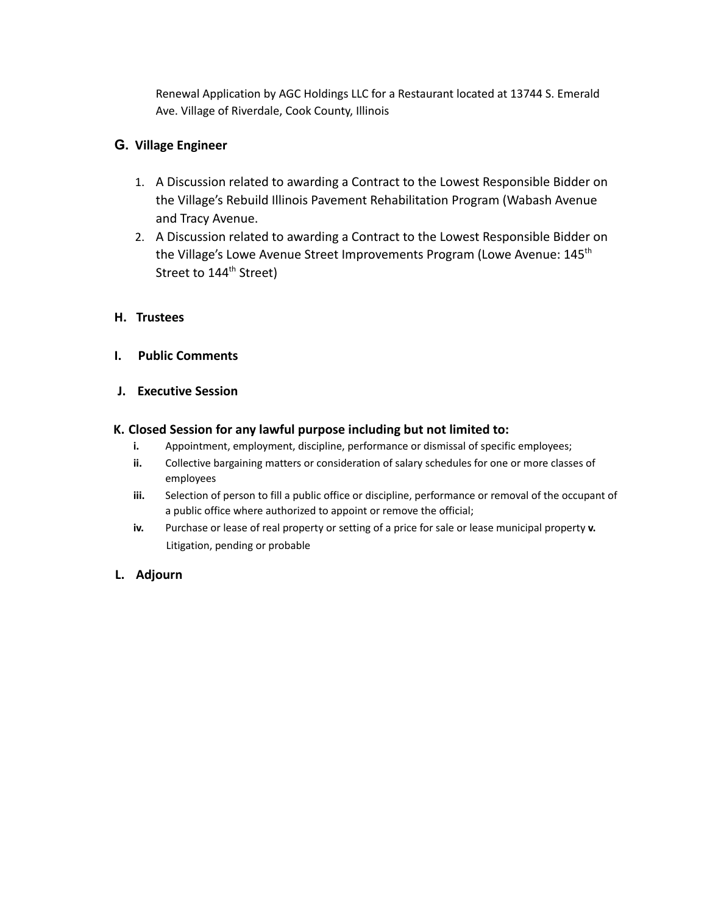Renewal Application by AGC Holdings LLC for a Restaurant located at 13744 S. Emerald Ave. Village of Riverdale, Cook County, Illinois

## G. Village Engineer

1. A Discussion related to awarding a Contract to the Lowest Responsible Bidder on the Village's Rebuild Illinois Pavement Rehabilitation Program (Wabash Avenue and Tracy Avenue.
2. A Discussion related to awarding a Contract to the Lowest Responsible Bidder on the Village's Lowe Avenue Street Improvements Program (Lowe Avenue: 145th Street to 144th Street)

## H. Trustees

## I. Public Comments

## J. Executive Session

## K. Closed Session for any lawful purpose including but not limited to:

- **i.** Appointment, employment, discipline, performance or dismissal of specific employees;
- **ii.** Collective bargaining matters or consideration of salary schedules for one or more classes of employees
- **iii.** Selection of person to fill a public office or discipline, performance or removal of the occupant of a public office where authorized to appoint or remove the official;
- **iv.** Purchase or lease of real property or setting of a price for sale or lease municipal property
- **v.** Litigation, pending or probable

## L. Adjourn